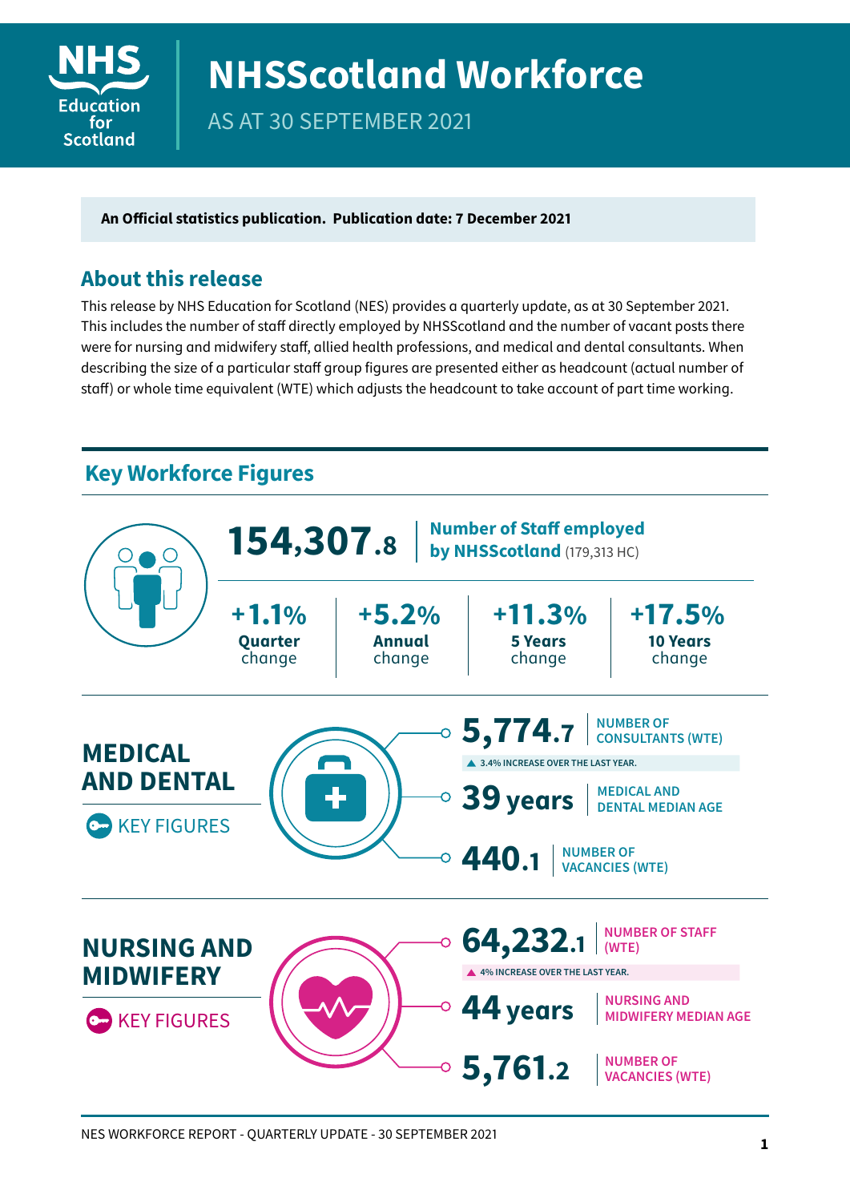NHS Education for Scotland

# NHSScotland Workforce

AS AT 30 SEPTEMBER 2021

**An Official statistics publication. Publication date: 7 December 2021**

## About this release

This release by NHS Education for Scotland (NES) provides a quarterly update, as at 30 September 2021. This includes the number of staff directly employed by NHSScotland and the number of vacant posts there were for nursing and midwifery staff, allied health professions, and medical and dental consultants. When describing the size of a particular staff group figures are presented either as headcount (actual number of staff) or whole time equivalent (WTE) which adjusts the headcount to take account of part time working.

## Key Workforce Figures

**154,307.8** | **Number of Staff employed by NHSScotland** (179,313 HC)

| +1.1% | +5.2% | +11.3% | +17.5% |
|---|---|---|---|
| **Quarter** change | **Annual** change | **5 Years** change | **10 Years** change |

### MEDICAL AND DENTAL

KEY FIGURES

- **5,774.7** | NUMBER OF CONSULTANTS (WTE)
  - ▲ 3.4% INCREASE OVER THE LAST YEAR.
- **39 years** | MEDICAL AND DENTAL MEDIAN AGE
- **440.1** | NUMBER OF VACANCIES (WTE)

### NURSING AND MIDWIFERY

KEY FIGURES

- **64,232.1** | NUMBER OF STAFF (WTE)
  - ▲ 4% INCREASE OVER THE LAST YEAR.
- **44 years** | NURSING AND MIDWIFERY MEDIAN AGE
- **5,761.2** | NUMBER OF VACANCIES (WTE)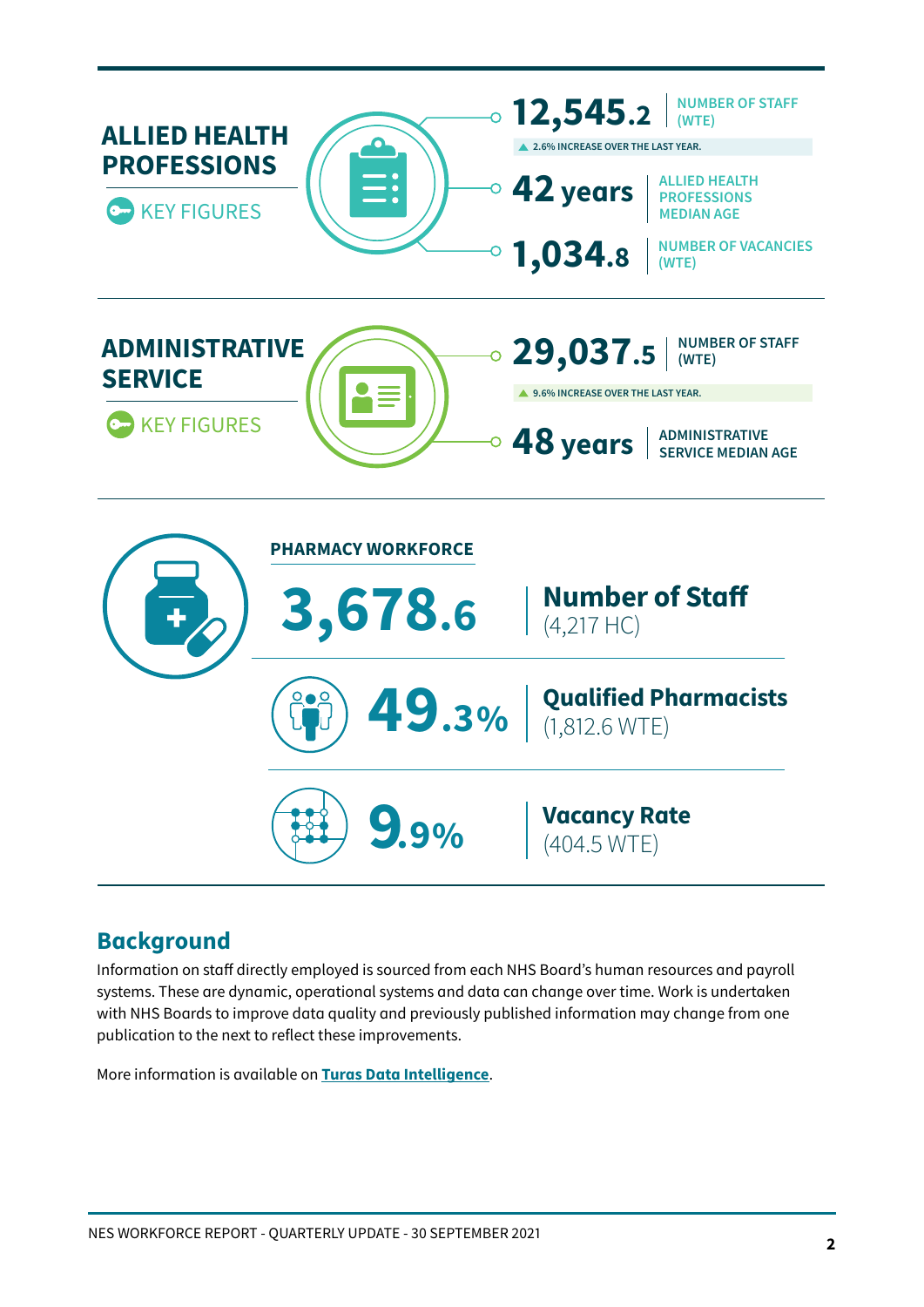## ALLIED HEALTH PROFESSIONS

KEY FIGURES

**12,545.2** NUMBER OF STAFF (WTE)

▲ 2.6% INCREASE OVER THE LAST YEAR.

**42 years** ALLIED HEALTH PROFESSIONS MEDIAN AGE

**1,034.8** NUMBER OF VACANCIES (WTE)

## ADMINISTRATIVE SERVICE

KEY FIGURES

**29,037.5** NUMBER OF STAFF (WTE)

▲ 9.6% INCREASE OVER THE LAST YEAR.

**48 years** ADMINISTRATIVE SERVICE MEDIAN AGE

## PHARMACY WORKFORCE

**3,678.6** Number of Staff (4,217 HC)

**49.3%** Qualified Pharmacists (1,812.6 WTE)

**9.9%** Vacancy Rate (404.5 WTE)

## Background

Information on staff directly employed is sourced from each NHS Board's human resources and payroll systems. These are dynamic, operational systems and data can change over time. Work is undertaken with NHS Boards to improve data quality and previously published information may change from one publication to the next to reflect these improvements.

More information is available on **Turas Data Intelligence**.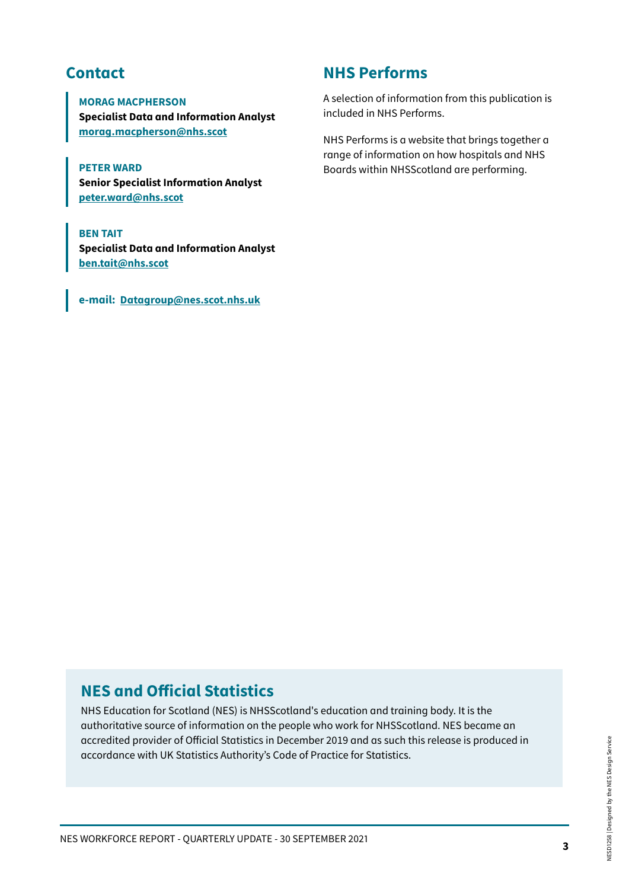## Contact

**MORAG MACPHERSON**
**Specialist Data and Information Analyst**
**morag.macpherson@nhs.scot**

**PETER WARD**
**Senior Specialist Information Analyst**
**peter.ward@nhs.scot**

**BEN TAIT**
**Specialist Data and Information Analyst**
**ben.tait@nhs.scot**

**e-mail: Datagroup@nes.scot.nhs.uk**

## NHS Performs

A selection of information from this publication is included in NHS Performs.

NHS Performs is a website that brings together a range of information on how hospitals and NHS Boards within NHSScotland are performing.

## NES and Official Statistics

NHS Education for Scotland (NES) is NHSScotland's education and training body. It is the authoritative source of information on the people who work for NHSScotland. NES became an accredited provider of Official Statistics in December 2019 and as such this release is produced in accordance with UK Statistics Authority's Code of Practice for Statistics.